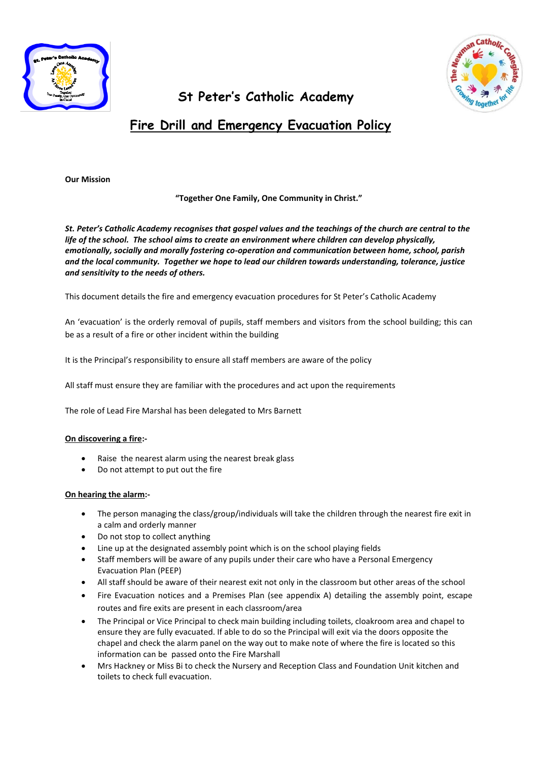# St Peter's Catholic Academy

## Fire Drill and Emergency Evacuation Policy

**Our Mission**

**"Together One Family, One Community in Christ."**

***St. Peter's Catholic Academy recognises that gospel values and the teachings of the church are central to the life of the school. The school aims to create an environment where children can develop physically, emotionally, socially and morally fostering co-operation and communication between home, school, parish and the local community. Together we hope to lead our children towards understanding, tolerance, justice and sensitivity to the needs of others.***

This document details the fire and emergency evacuation procedures for St Peter's Catholic Academy

An 'evacuation' is the orderly removal of pupils, staff members and visitors from the school building; this can be as a result of a fire or other incident within the building

It is the Principal's responsibility to ensure all staff members are aware of the policy

All staff must ensure they are familiar with the procedures and act upon the requirements

The role of Lead Fire Marshal has been delegated to Mrs Barnett

**On discovering a fire:-**

- Raise the nearest alarm using the nearest break glass
- Do not attempt to put out the fire

**On hearing the alarm:-**

- The person managing the class/group/individuals will take the children through the nearest fire exit in a calm and orderly manner
- Do not stop to collect anything
- Line up at the designated assembly point which is on the school playing fields
- Staff members will be aware of any pupils under their care who have a Personal Emergency Evacuation Plan (PEEP)
- All staff should be aware of their nearest exit not only in the classroom but other areas of the school
- Fire Evacuation notices and a Premises Plan (see appendix A) detailing the assembly point, escape routes and fire exits are present in each classroom/area
- The Principal or Vice Principal to check main building including toilets, cloakroom area and chapel to ensure they are fully evacuated. If able to do so the Principal will exit via the doors opposite the chapel and check the alarm panel on the way out to make note of where the fire is located so this information can be passed onto the Fire Marshall
- Mrs Hackney or Miss Bi to check the Nursery and Reception Class and Foundation Unit kitchen and toilets to check full evacuation.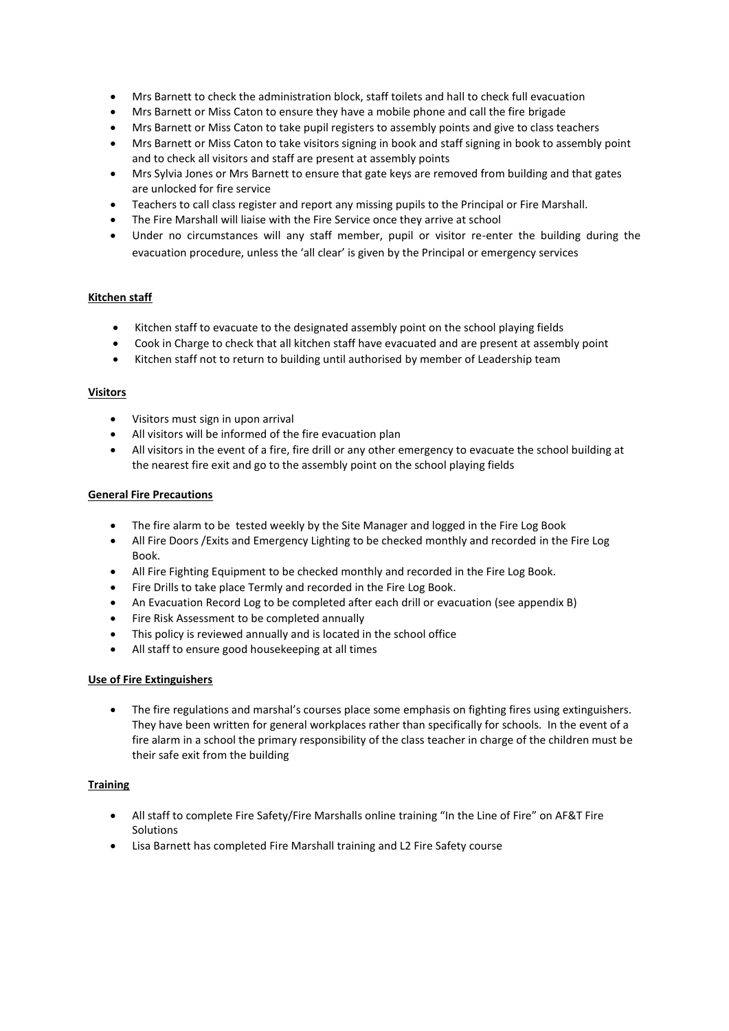- Mrs Barnett to check the administration block, staff toilets and hall to check full evacuation
- Mrs Barnett or Miss Caton to ensure they have a mobile phone and call the fire brigade
- Mrs Barnett or Miss Caton to take pupil registers to assembly points and give to class teachers
- Mrs Barnett or Miss Caton to take visitors signing in book and staff signing in book to assembly point and to check all visitors and staff are present at assembly points
- Mrs Sylvia Jones or Mrs Barnett to ensure that gate keys are removed from building and that gates are unlocked for fire service
- Teachers to call class register and report any missing pupils to the Principal or Fire Marshall.
- The Fire Marshall will liaise with the Fire Service once they arrive at school
- Under no circumstances will any staff member, pupil or visitor re-enter the building during the evacuation procedure, unless the 'all clear' is given by the Principal or emergency services

**Kitchen staff**

- Kitchen staff to evacuate to the designated assembly point on the school playing fields
- Cook in Charge to check that all kitchen staff have evacuated and are present at assembly point
- Kitchen staff not to return to building until authorised by member of Leadership team

**Visitors**

- Visitors must sign in upon arrival
- All visitors will be informed of the fire evacuation plan
- All visitors in the event of a fire, fire drill or any other emergency to evacuate the school building at the nearest fire exit and go to the assembly point on the school playing fields

**General Fire Precautions**

- The fire alarm to be tested weekly by the Site Manager and logged in the Fire Log Book
- All Fire Doors /Exits and Emergency Lighting to be checked monthly and recorded in the Fire Log Book.
- All Fire Fighting Equipment to be checked monthly and recorded in the Fire Log Book.
- Fire Drills to take place Termly and recorded in the Fire Log Book.
- An Evacuation Record Log to be completed after each drill or evacuation (see appendix B)
- Fire Risk Assessment to be completed annually
- This policy is reviewed annually and is located in the school office
- All staff to ensure good housekeeping at all times

**Use of Fire Extinguishers**

- The fire regulations and marshal's courses place some emphasis on fighting fires using extinguishers. They have been written for general workplaces rather than specifically for schools. In the event of a fire alarm in a school the primary responsibility of the class teacher in charge of the children must be their safe exit from the building

**Training**

- All staff to complete Fire Safety/Fire Marshalls online training "In the Line of Fire" on AF&T Fire Solutions
- Lisa Barnett has completed Fire Marshall training and L2 Fire Safety course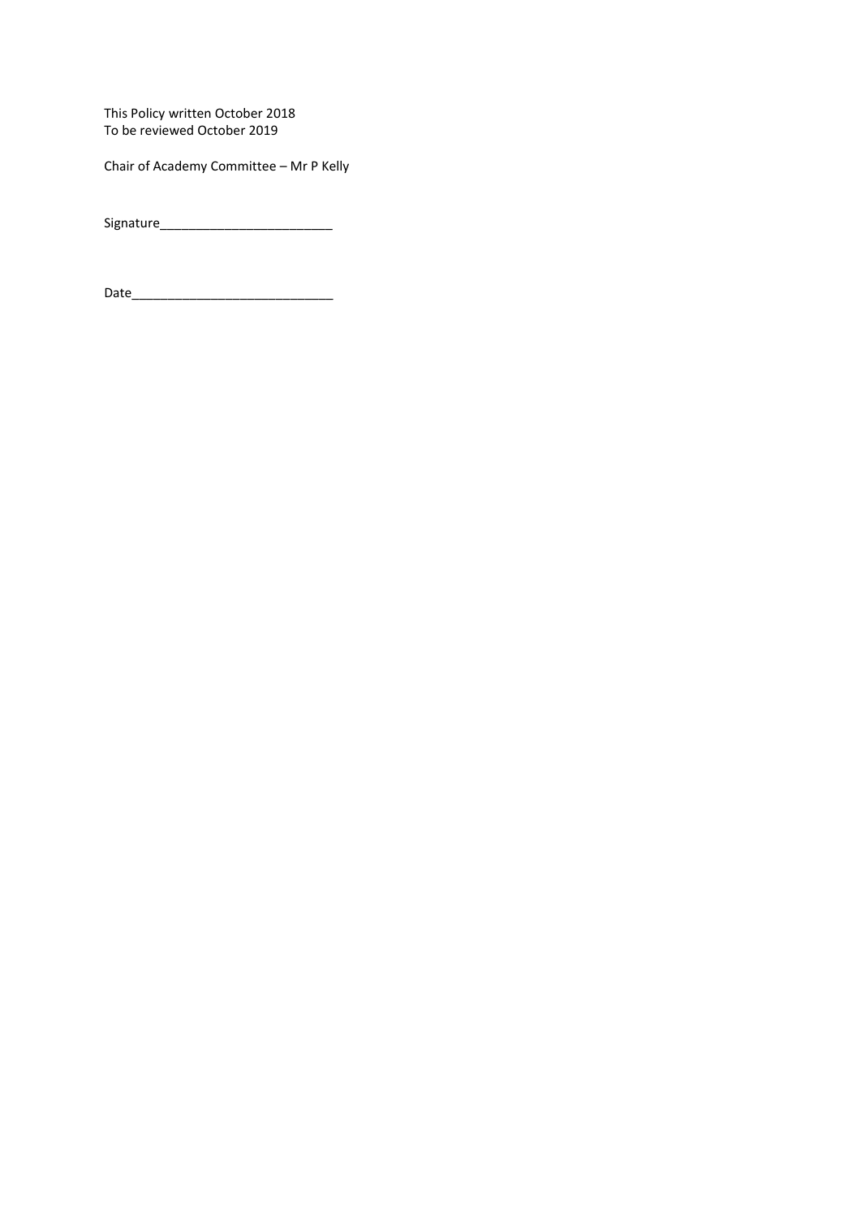This Policy written October 2018
To be reviewed October 2019

Chair of Academy Committee – Mr P Kelly

Signature________________________

Date____________________________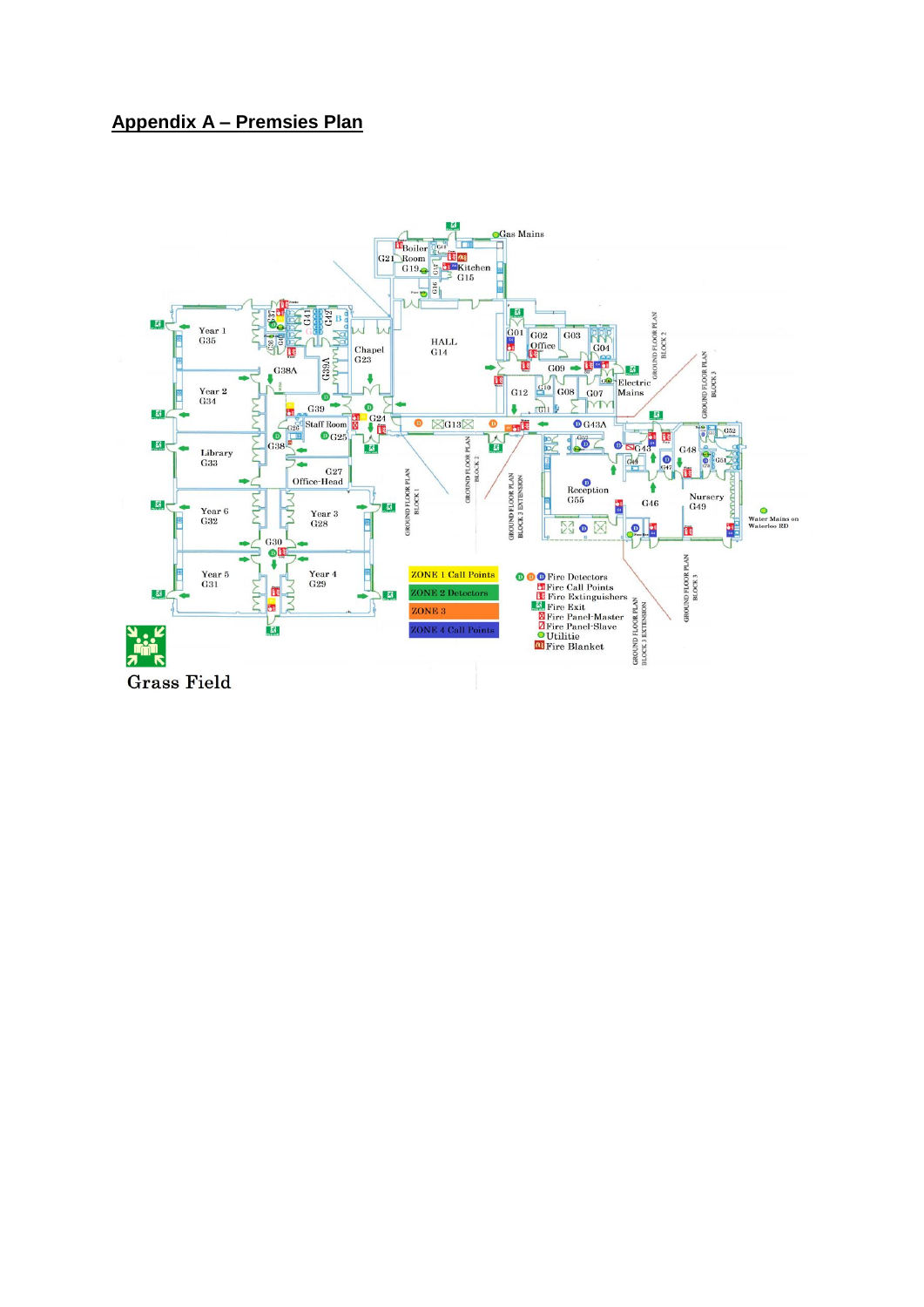## Appendix A – Premsies Plan

Gas Mains

Boiler Room G19

G21

Kitchen G15

G16

HALL G14

G01

G02 Office

G03

G04

G09

Electric Mains

G12

G10

G08

G07

G11

Year 1 G35

G41

G42

G37

G36

G38A

G39A

Chapel G23

Year 2 G34

G39

G24

G26

Staff Room

G25

G38

G13

G43A

G43

G48

G52

G51

G50

G47

G45

Library G33

G27 Office-Head

Reception G55

G46

Nursery G49

Water Mains on Waterloo RD

Year 6 G32

Year 3 G28

G30

Year 5 G31

Year 4 G29

GROUND FLOOR PLAN BLOCK 1

GROUND FLOOR PLAN BLOCK 2

GROUND FLOOR PLAN BLOCK 3 EXTENSION

GROUND FLOOR PLAN BLOCK 2

GROUND FLOOR PLAN BLOCK 3

GROUND FLOOR PLAN BLOCK 3

GROUND FLOOR PLAN BLOCK 3 EXTENSION

ZONE 1 Call Points

ZONE 2 Detectors

ZONE 3

ZONE 4 Call Points

Fire Detectors

Fire Call Points

Fire Extinguishers

Fire Exit

Fire Panel-Master

Fire Panel-Slave

Utilitie

Fire Blanket

Grass Field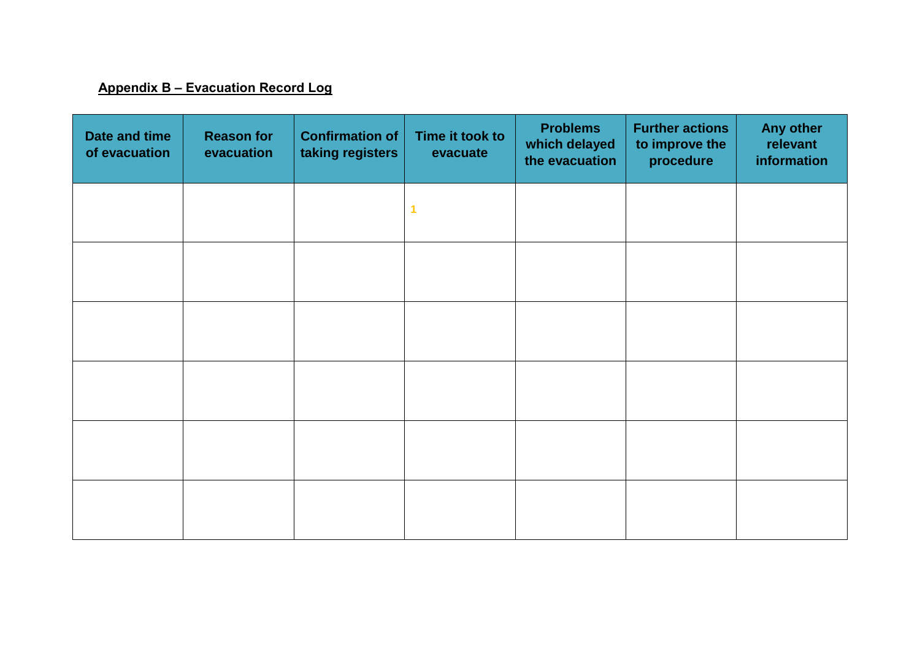## Appendix B – Evacuation Record Log

| Date and time of evacuation | Reason for evacuation | Confirmation of taking registers | Time it took to evacuate | Problems which delayed the evacuation | Further actions to improve the procedure | Any other relevant information |
|---|---|---|---|---|---|---|
| | | | 1 | | | |
| | | | | | | |
| | | | | | | |
| | | | | | | |
| | | | | | | |
| | | | | | | |